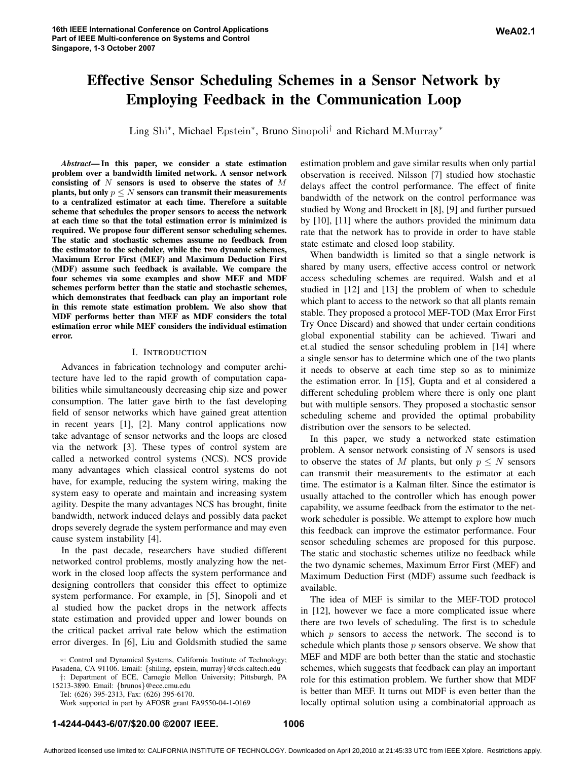# Effective Sensor Scheduling Schemes in a Sensor Network by Employing Feedback in the Communication Loop

Ling Shi*, Michael Epstein*, Bruno Sinopoli† and Richard M.Murray*

***Abstract*— In this paper, we consider a state estimation problem over a bandwidth limited network. A sensor network consisting of $N$ sensors is used to observe the states of $M$ plants, but only $p \leq N$ sensors can transmit their measurements to a centralized estimator at each time. Therefore a suitable scheme that schedules the proper sensors to access the network at each time so that the total estimation error is minimized is required. We propose four different sensor scheduling schemes. The static and stochastic schemes assume no feedback from the estimator to the scheduler, while the two dynamic schemes, Maximum Error First (MEF) and Maximum Deduction First (MDF) assume such feedback is available. We compare the four schemes via some examples and show MEF and MDF schemes perform better than the static and stochastic schemes, which demonstrates that feedback can play an important role in this remote state estimation problem. We also show that MDF performs better than MEF as MDF considers the total estimation error while MEF considers the individual estimation error.**

## I. Introduction

Advances in fabrication technology and computer architecture have led to the rapid growth of computation capabilities while simultaneously decreasing chip size and power consumption. The latter gave birth to the fast developing field of sensor networks which have gained great attention in recent years [1], [2]. Many control applications now take advantage of sensor networks and the loops are closed via the network [3]. These types of control system are called a networked control systems (NCS). NCS provide many advantages which classical control systems do not have, for example, reducing the system wiring, making the system easy to operate and maintain and increasing system agility. Despite the many advantages NCS has brought, finite bandwidth, network induced delays and possibly data packet drops severely degrade the system performance and may even cause system instability [4].

In the past decade, researchers have studied different networked control problems, mostly analyzing how the network in the closed loop affects the system performance and designing controllers that consider this effect to optimize system performance. For example, in [5], Sinopoli and et al studied how the packet drops in the network affects state estimation and provided upper and lower bounds on the critical packet arrival rate below which the estimation error diverges. In [6], Liu and Goldsmith studied the same estimation problem and gave similar results when only partial observation is received. Nilsson [7] studied how stochastic delays affect the control performance. The effect of finite bandwidth of the network on the control performance was studied by Wong and Brockett in [8], [9] and further pursued by [10], [11] where the authors provided the minimum data rate that the network has to provide in order to have stable state estimate and closed loop stability.

When bandwidth is limited so that a single network is shared by many users, effective access control or network access scheduling schemes are required. Walsh and et al studied in [12] and [13] the problem of when to schedule which plant to access to the network so that all plants remain stable. They proposed a protocol MEF-TOD (Max Error First Try Once Discard) and showed that under certain conditions global exponential stability can be achieved. Tiwari and et.al studied the sensor scheduling problem in [14] where a single sensor has to determine which one of the two plants it needs to observe at each time step so as to minimize the estimation error. In [15], Gupta and et al considered a different scheduling problem where there is only one plant but with multiple sensors. They proposed a stochastic sensor scheduling scheme and provided the optimal probability distribution over the sensors to be selected.

In this paper, we study a networked state estimation problem. A sensor network consisting of $N$ sensors is used to observe the states of $M$ plants, but only $p \leq N$ sensors can transmit their measurements to the estimator at each time. The estimator is a Kalman filter. Since the estimator is usually attached to the controller which has enough power capability, we assume feedback from the estimator to the network scheduler is possible. We attempt to explore how much this feedback can improve the estimator performance. Four sensor scheduling schemes are proposed for this purpose. The static and stochastic schemes utilize no feedback while the two dynamic schemes, Maximum Error First (MEF) and Maximum Deduction First (MDF) assume such feedback is available.

The idea of MEF is similar to the MEF-TOD protocol in [12], however we face a more complicated issue where there are two levels of scheduling. The first is to schedule which $p$ sensors to access the network. The second is to schedule which plants those $p$ sensors observe. We show that MEF and MDF are both better than the static and stochastic schemes, which suggests that feedback can play an important role for this estimation problem. We further show that MDF is better than MEF. It turns out MDF is even better than the locally optimal solution using a combinatorial approach as

*: Control and Dynamical Systems, California Institute of Technology; Pasadena, CA 91106. Email: {shiling, epstein, murray}@cds.caltech.edu

†: Department of ECE, Carnegie Mellon University; Pittsburgh, PA 15213-3890. Email: {brunos}@ece.cmu.edu

Tel: (626) 395-2313, Fax: (626) 395-6170.

Work supported in part by AFOSR grant FA9550-04-1-0169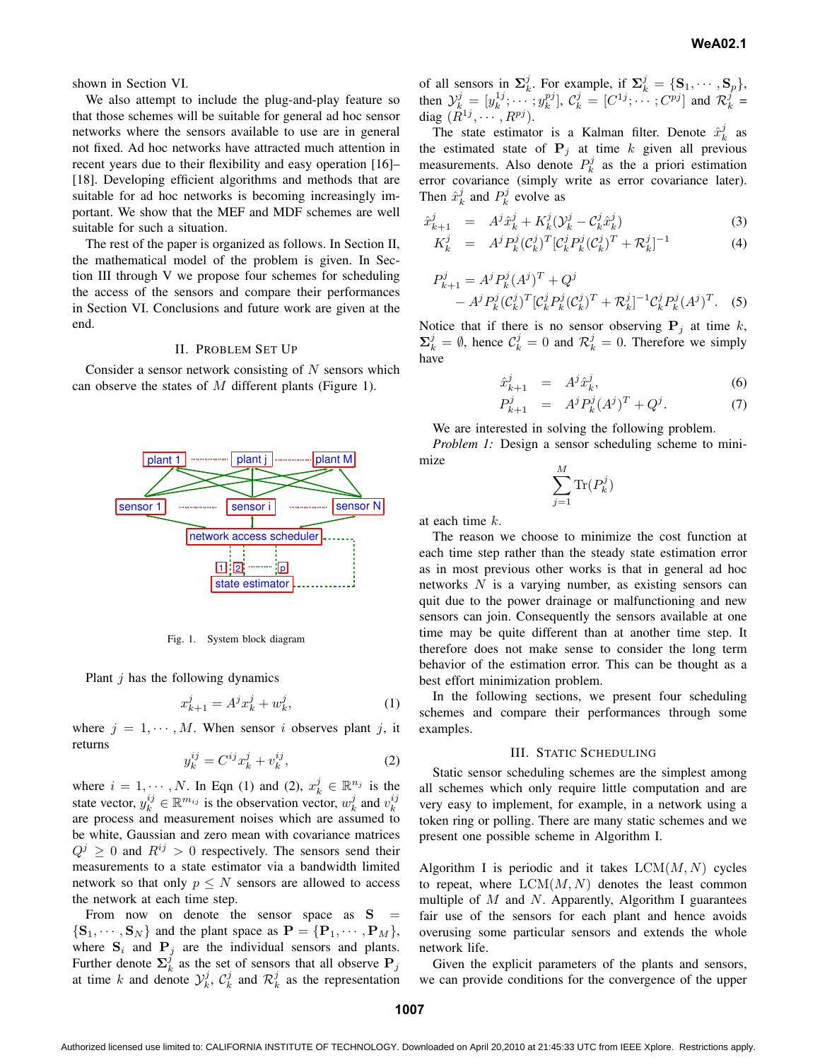shown in Section VI.

We also attempt to include the plug-and-play feature so that those schemes will be suitable for general ad hoc sensor networks where the sensors available to use are in general not fixed. Ad hoc networks have attracted much attention in recent years due to their flexibility and easy operation [16]–[18]. Developing efficient algorithms and methods that are suitable for ad hoc networks is becoming increasingly important. We show that the MEF and MDF schemes are well suitable for such a situation.

The rest of the paper is organized as follows. In Section II, the mathematical model of the problem is given. In Section III through V we propose four schemes for scheduling the access of the sensors and compare their performances in Section VI. Conclusions and future work are given at the end.

## II. Problem Set Up

Consider a sensor network consisting of $N$ sensors which can observe the states of $M$ different plants (Figure 1).

Fig. 1. System block diagram

Plant $j$ has the following dynamics

$$x_{k+1}^j = A^j x_k^j + w_k^j, \tag{1}$$

where $j = 1, \cdots, M$. When sensor $i$ observes plant $j$, it returns

$$y_k^{ij} = C^{ij} x_k^j + v_k^{ij}, \tag{2}$$

where $i = 1, \cdots, N$. In Eqn (1) and (2), $x_k^j \in \mathbb{R}^{n_j}$ is the state vector, $y_k^{ij} \in \mathbb{R}^{m_{ij}}$ is the observation vector, $w_k^j$ and $v_k^{ij}$ are process and measurement noises which are assumed to be white, Gaussian and zero mean with covariance matrices $Q^j \geq 0$ and $R^{ij} > 0$ respectively. The sensors send their measurements to a state estimator via a bandwidth limited network so that only $p \leq N$ sensors are allowed to access the network at each time step.

From now on denote the sensor space as $\mathbf{S} = \{\mathbf{S}_1, \cdots, \mathbf{S}_N\}$ and the plant space as $\mathbf{P} = \{\mathbf{P}_1, \cdots, \mathbf{P}_M\}$, where $\mathbf{S}_i$ and $\mathbf{P}_j$ are the individual sensors and plants. Further denote $\mathbf{\Sigma}_k^j$ as the set of sensors that all observe $\mathbf{P}_j$ at time $k$ and denote $\mathcal{Y}_k^j$, $\mathcal{C}_k^j$ and $\mathcal{R}_k^j$ as the representation of all sensors in $\mathbf{\Sigma}_k^j$. For example, if $\mathbf{\Sigma}_k^j = \{\mathbf{S}_1, \cdots, \mathbf{S}_p\}$, then $\mathcal{Y}_k^j = [y_k^{1j}; \cdots; y_k^{pj}]$, $\mathcal{C}_k^j = [C^{1j}; \cdots; C^{pj}]$ and $\mathcal{R}_k^j = \text{diag}\,(R^{1j}, \cdots, R^{pj})$.

The state estimator is a Kalman filter. Denote $\hat{x}_k^j$ as the estimated state of $\mathbf{P}_j$ at time $k$ given all previous measurements. Also denote $P_k^j$ as the a priori estimation error covariance (simply write as error covariance later). Then $\hat{x}_k^j$ and $P_k^j$ evolve as

$$\hat{x}_{k+1}^j = A^j \hat{x}_k^j + K_k^j(\mathcal{Y}_k^j - \mathcal{C}_k^j \hat{x}_k^j) \tag{3}$$

$$K_k^j = A^j P_k^j (\mathcal{C}_k^j)^T [\mathcal{C}_k^j P_k^j (\mathcal{C}_k^j)^T + \mathcal{R}_k^j]^{-1} \tag{4}$$

$$P_{k+1}^j = A^j P_k^j (A^j)^T + Q^j - A^j P_k^j (\mathcal{C}_k^j)^T [\mathcal{C}_k^j P_k^j (\mathcal{C}_k^j)^T + \mathcal{R}_k^j]^{-1} \mathcal{C}_k^j P_k^j (A^j)^T. \tag{5}$$

Notice that if there is no sensor observing $\mathbf{P}_j$ at time $k$, $\mathbf{\Sigma}_k^j = \emptyset$, hence $\mathcal{C}_k^j = 0$ and $\mathcal{R}_k^j = 0$. Therefore we simply have

$$\hat{x}_{k+1}^j = A^j \hat{x}_k^j, \tag{6}$$

$$P_{k+1}^j = A^j P_k^j (A^j)^T + Q^j. \tag{7}$$

We are interested in solving the following problem.

*Problem 1:* Design a sensor scheduling scheme to minimize

$$\sum_{j=1}^{M} \text{Tr}(P_k^j)$$

at each time $k$.

The reason we choose to minimize the cost function at each time step rather than the steady state estimation error as in most previous other works is that in general ad hoc networks $N$ is a varying number, as existing sensors can quit due to the power drainage or malfunctioning and new sensors can join. Consequently the sensors available at one time may be quite different than at another time step. It therefore does not make sense to consider the long term behavior of the estimation error. This can be thought as a best effort minimization problem.

In the following sections, we present four scheduling schemes and compare their performances through some examples.

## III. Static Scheduling

Static sensor scheduling schemes are the simplest among all schemes which only require little computation and are very easy to implement, for example, in a network using a token ring or polling. There are many static schemes and we present one possible scheme in Algorithm I.

Algorithm I is periodic and it takes $\text{LCM}(M, N)$ cycles to repeat, where $\text{LCM}(M, N)$ denotes the least common multiple of $M$ and $N$. Apparently, Algorithm I guarantees fair use of the sensors for each plant and hence avoids overusing some particular sensors and extends the whole network life.

Given the explicit parameters of the plants and sensors, we can provide conditions for the convergence of the upper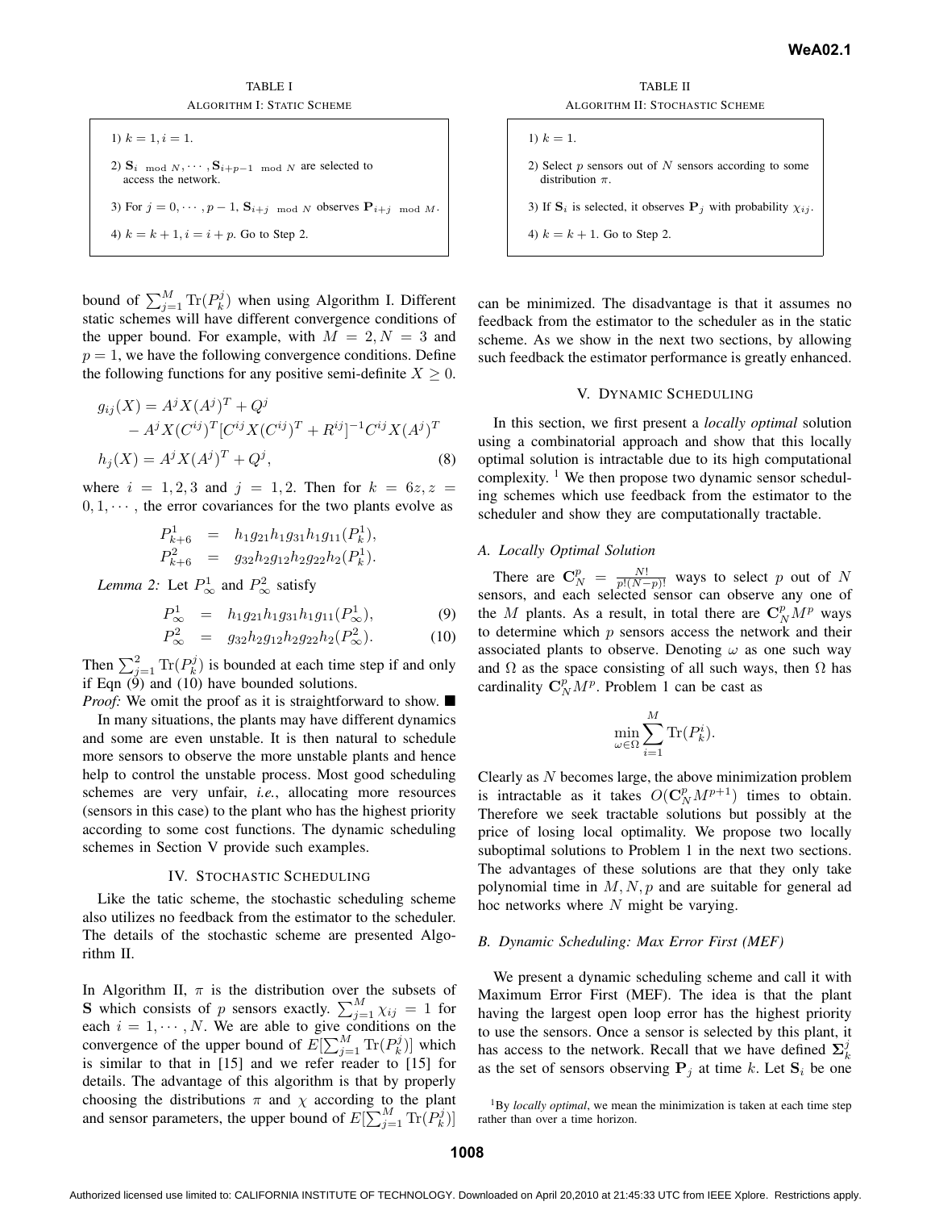TABLE I

ALGORITHM I: STATIC SCHEME

1) $k = 1, i = 1$.

2) $\mathbf{S}_{i \mod N}, \cdots, \mathbf{S}_{i+p-1 \mod N}$ are selected to access the network.

3) For $j = 0, \cdots, p-1$, $\mathbf{S}_{i+j \mod N}$ observes $\mathbf{P}_{i+j \mod M}$.

4) $k = k + 1, i = i + p$. Go to Step 2.

TABLE II

ALGORITHM II: STOCHASTIC SCHEME

1) $k = 1$.

2) Select $p$ sensors out of $N$ sensors according to some distribution $\pi$.

3) If $\mathbf{S}_i$ is selected, it observes $\mathbf{P}_j$ with probability $\chi_{ij}$.

4) $k = k + 1$. Go to Step 2.

bound of $\sum_{j=1}^{M} \mathrm{Tr}(P_k^j)$ when using Algorithm I. Different static schemes will have different convergence conditions of the upper bound. For example, with $M = 2, N = 3$ and $p = 1$, we have the following convergence conditions. Define the following functions for any positive semi-definite $X \geq 0$.

$$
\begin{aligned}
g_{ij}(X) &= A^j X (A^j)^T + Q^j \\
&\quad - A^j X (C^{ij})^T [C^{ij} X (C^{ij})^T + R^{ij}]^{-1} C^{ij} X (A^j)^T \\
h_j(X) &= A^j X (A^j)^T + Q^j, \qquad (8)
\end{aligned}
$$

where $i = 1, 2, 3$ and $j = 1, 2$. Then for $k = 6z, z = 0, 1, \cdots$, the error covariances for the two plants evolve as

$$
\begin{aligned}
P_{k+6}^1 &= h_1 g_{21} h_1 g_{31} h_1 g_{11}(P_k^1), \\
P_{k+6}^2 &= g_{32} h_2 g_{12} h_2 g_{22} h_2(P_k^1).
\end{aligned}
$$

*Lemma 2:* Let $P_\infty^1$ and $P_\infty^2$ satisfy

$$
P_\infty^1 = h_1 g_{21} h_1 g_{31} h_1 g_{11}(P_\infty^1), \qquad (9)
$$

$$
P_\infty^2 = g_{32} h_2 g_{12} h_2 g_{22} h_2(P_\infty^2). \qquad (10)
$$

Then $\sum_{j=1}^{2} \mathrm{Tr}(P_k^j)$ is bounded at each time step if and only if Eqn (9) and (10) have bounded solutions.

*Proof:* We omit the proof as it is straightforward to show. ■

In many situations, the plants may have different dynamics and some are even unstable. It is then natural to schedule more sensors to observe the more unstable plants and hence help to control the unstable process. Most good scheduling schemes are very unfair, *i.e.*, allocating more resources (sensors in this case) to the plant who has the highest priority according to some cost functions. The dynamic scheduling schemes in Section V provide such examples.

## IV. STOCHASTIC SCHEDULING

Like the tatic scheme, the stochastic scheduling scheme also utilizes no feedback from the estimator to the scheduler. The details of the stochastic scheme are presented Algorithm II.

In Algorithm II, $\pi$ is the distribution over the subsets of $\mathbf{S}$ which consists of $p$ sensors exactly. $\sum_{j=1}^{M} \chi_{ij} = 1$ for each $i = 1, \cdots, N$. We are able to give conditions on the convergence of the upper bound of $E[\sum_{j=1}^{M} \mathrm{Tr}(P_k^j)]$ which is similar to that in [15] and we refer reader to [15] for details. The advantage of this algorithm is that by properly choosing the distributions $\pi$ and $\chi$ according to the plant and sensor parameters, the upper bound of $E[\sum_{j=1}^{M} \mathrm{Tr}(P_k^j)]$ can be minimized. The disadvantage is that it assumes no feedback from the estimator to the scheduler as in the static scheme. As we show in the next two sections, by allowing such feedback the estimator performance is greatly enhanced.

## V. DYNAMIC SCHEDULING

In this section, we first present a *locally optimal* solution using a combinatorial approach and show that this locally optimal solution is intractable due to its high computational complexity. [1] We then propose two dynamic sensor scheduling schemes which use feedback from the estimator to the scheduler and show they are computationally tractable.

### A. Locally Optimal Solution

There are $\mathbf{C}_N^p = \frac{N!}{p!(N-p)!}$ ways to select $p$ out of $N$ sensors, and each selected sensor can observe any one of the $M$ plants. As a result, in total there are $\mathbf{C}_N^p M^p$ ways to determine which $p$ sensors access the network and their associated plants to observe. Denoting $\omega$ as one such way and $\Omega$ as the space consisting of all such ways, then $\Omega$ has cardinality $\mathbf{C}_N^p M^p$. Problem 1 can be cast as

$$
\min_{\omega \in \Omega} \sum_{i=1}^{M} \mathrm{Tr}(P_k^i).
$$

Clearly as $N$ becomes large, the above minimization problem is intractable as it takes $O(\mathbf{C}_N^p M^{p+1})$ times to obtain. Therefore we seek tractable solutions but possibly at the price of losing local optimality. We propose two locally suboptimal solutions to Problem 1 in the next two sections. The advantages of these solutions are that they only take polynomial time in $M, N, p$ and are suitable for general ad hoc networks where $N$ might be varying.

### B. Dynamic Scheduling: Max Error First (MEF)

We present a dynamic scheduling scheme and call it with Maximum Error First (MEF). The idea is that the plant having the largest open loop error has the highest priority to use the sensors. Once a sensor is selected by this plant, it has access to the network. Recall that we have defined $\mathbf{\Sigma}_k^j$ as the set of sensors observing $\mathbf{P}_j$ at time $k$. Let $\mathbf{S}_i$ be one

[1] By *locally optimal*, we mean the minimization is taken at each time step rather than over a time horizon.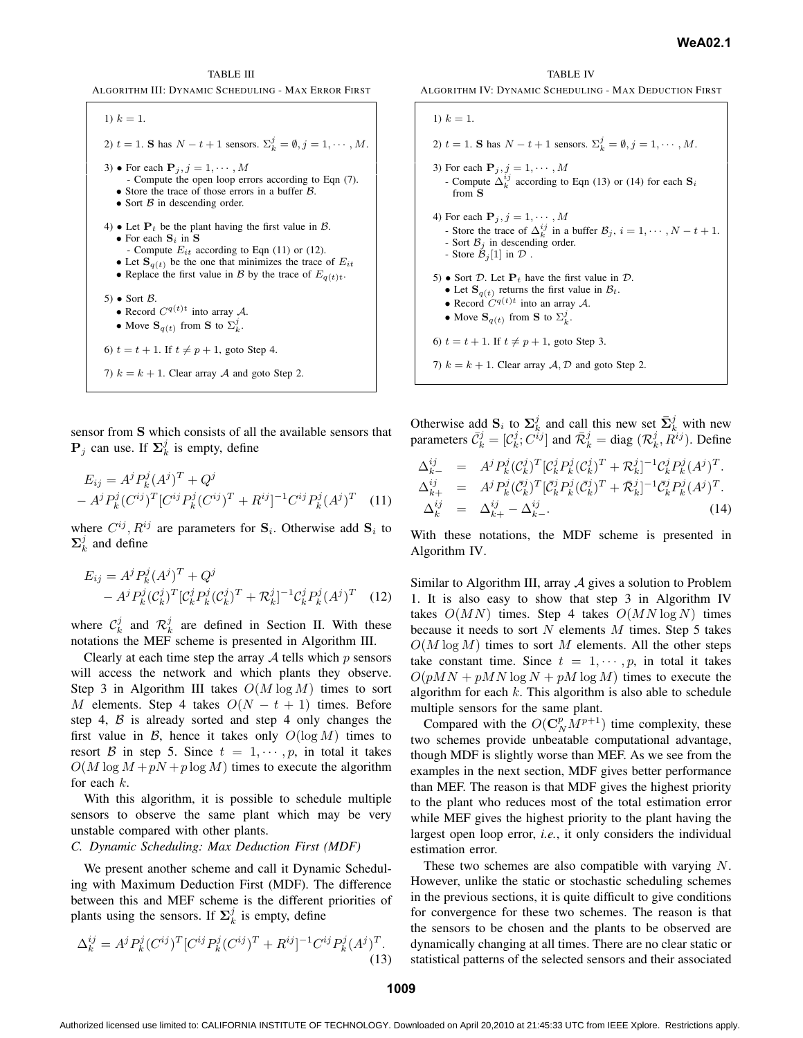TABLE III

ALGORITHM III: DYNAMIC SCHEDULING - MAX ERROR FIRST

1) $k = 1$.

2) $t = 1$. $\mathbf{S}$ has $N - t + 1$ sensors. $\Sigma_k^j = \emptyset, j = 1, \cdots, M$.

3) • For each $\mathbf{P}_j, j = 1, \cdots, M$
   - Compute the open loop errors according to Eqn (7).
 • Store the trace of those errors in a buffer $\mathcal{B}$.
 • Sort $\mathcal{B}$ in descending order.

4) • Let $\mathbf{P}_t$ be the plant having the first value in $\mathcal{B}$.
 • For each $\mathbf{S}_i$ in $\mathbf{S}$
   - Compute $E_{it}$ according to Eqn (11) or (12).
 • Let $\mathbf{S}_{q(t)}$ be the one that minimizes the trace of $E_{it}$
 • Replace the first value in $\mathcal{B}$ by the trace of $E_{q(t)t}$.

5) • Sort $\mathcal{B}$.
 • Record $C^{q(t)t}$ into array $\mathcal{A}$.
 • Move $\mathbf{S}_{q(t)}$ from $\mathbf{S}$ to $\Sigma_k^j$.

6) $t = t + 1$. If $t \neq p + 1$, goto Step 4.

7) $k = k + 1$. Clear array $\mathcal{A}$ and goto Step 2.

TABLE IV

ALGORITHM IV: DYNAMIC SCHEDULING - MAX DEDUCTION FIRST

1) $k = 1$.

2) $t = 1$. $\mathbf{S}$ has $N - t + 1$ sensors. $\Sigma_k^j = \emptyset, j = 1, \cdots, M$.

3) For each $\mathbf{P}_j, j = 1, \cdots, M$
   - Compute $\Delta_k^{ij}$ according to Eqn (13) or (14) for each $\mathbf{S}_i$ from $\mathbf{S}$

4) For each $\mathbf{P}_j, j = 1, \cdots, M$
   - Store the trace of $\Delta_k^{ij}$ in a buffer $\mathcal{B}_j$, $i = 1, \cdots, N - t + 1$.
   - Sort $\mathcal{B}_j$ in descending order.
   - Store $\mathcal{B}_j[1]$ in $\mathcal{D}$ .

5) • Sort $\mathcal{D}$. Let $\mathbf{P}_t$ have the first value in $\mathcal{D}$.
 • Let $\mathbf{S}_{q(t)}$ returns the first value in $\mathcal{B}_t$.
 • Record $C^{q(t)t}$ into an array $\mathcal{A}$.
 • Move $\mathbf{S}_{q(t)}$ from $\mathbf{S}$ to $\Sigma_k^j$.

6) $t = t + 1$. If $t \neq p + 1$, goto Step 3.

7) $k = k + 1$. Clear array $\mathcal{A}, \mathcal{D}$ and goto Step 2.

sensor from $\mathbf{S}$ which consists of all the available sensors that $\mathbf{P}_j$ can use. If $\mathbf{\Sigma}_k^j$ is empty, define

$$
\begin{aligned}
&E_{ij} = A^j P_k^j (A^j)^T + Q^j \\
&- A^j P_k^j (C^{ij})^T [C^{ij} P_k^j (C^{ij})^T + R^{ij}]^{-1} C^{ij} P_k^j (A^j)^T \quad (11)
\end{aligned}
$$

where $C^{ij}, R^{ij}$ are parameters for $\mathbf{S}_i$. Otherwise add $\mathbf{S}_i$ to $\mathbf{\Sigma}_k^j$ and define

$$
\begin{aligned}
E_{ij} &= A^j P_k^j (A^j)^T + Q^j \\
&- A^j P_k^j (\mathcal{C}_k^j)^T [\mathcal{C}_k^j P_k^j (\mathcal{C}_k^j)^T + \mathcal{R}_k^j]^{-1} \mathcal{C}_k^j P_k^j (A^j)^T \quad (12)
\end{aligned}
$$

where $\mathcal{C}_k^j$ and $\mathcal{R}_k^j$ are defined in Section II. With these notations the MEF scheme is presented in Algorithm III.

Clearly at each time step the array $\mathcal{A}$ tells which $p$ sensors will access the network and which plants they observe. Step 3 in Algorithm III takes $O(M \log M)$ times to sort $M$ elements. Step 4 takes $O(N - t + 1)$ times. Before step 4, $\mathcal{B}$ is already sorted and step 4 only changes the first value in $\mathcal{B}$, hence it takes only $O(\log M)$ times to resort $\mathcal{B}$ in step 5. Since $t = 1, \cdots, p$, in total it takes $O(M \log M + pN + p \log M)$ times to execute the algorithm for each $k$.

With this algorithm, it is possible to schedule multiple sensors to observe the same plant which may be very unstable compared with other plants.

### C. Dynamic Scheduling: Max Deduction First (MDF)

We present another scheme and call it Dynamic Scheduling with Maximum Deduction First (MDF). The difference between this and MEF scheme is the different priorities of plants using the sensors. If $\mathbf{\Sigma}_k^j$ is empty, define

$$
\Delta_k^{ij} = A^j P_k^j (C^{ij})^T [C^{ij} P_k^j (C^{ij})^T + R^{ij}]^{-1} C^{ij} P_k^j (A^j)^T. \quad (13)
$$

Otherwise add $\mathbf{S}_i$ to $\mathbf{\Sigma}_k^j$ and call this new set $\bar{\mathbf{\Sigma}}_k^j$ with new parameters $\bar{\mathcal{C}}_k^j = [\mathcal{C}_k^j ; C^{ij}]$ and $\bar{\mathcal{R}}_k^j = \text{diag}\,(\mathcal{R}_k^j, R^{ij})$. Define

$$
\begin{aligned}
\Delta_{k-}^{ij} &= A^j P_k^j (\mathcal{C}_k^j)^T [\mathcal{C}_k^j P_k^j (\mathcal{C}_k^j)^T + \mathcal{R}_k^j]^{-1} \mathcal{C}_k^j P_k^j (A^j)^T. \\
\Delta_{k+}^{ij} &= A^j P_k^j (\bar{\mathcal{C}}_k^j)^T [\bar{\mathcal{C}}_k^j P_k^j (\bar{\mathcal{C}}_k^j)^T + \bar{\mathcal{R}}_k^j]^{-1} \bar{\mathcal{C}}_k^j P_k^j (A^j)^T. \\
\Delta_k^{ij} &= \Delta_{k+}^{ij} - \Delta_{k-}^{ij}. \quad (14)
\end{aligned}
$$

With these notations, the MDF scheme is presented in Algorithm IV.

Similar to Algorithm III, array $\mathcal{A}$ gives a solution to Problem 1. It is also easy to show that step 3 in Algorithm IV takes $O(MN)$ times. Step 4 takes $O(MN \log N)$ times because it needs to sort $N$ elements $M$ times. Step 5 takes $O(M \log M)$ times to sort $M$ elements. All the other steps take constant time. Since $t = 1, \cdots, p$, in total it takes $O(pMN + pMN \log N + pM \log M)$ times to execute the algorithm for each $k$. This algorithm is also able to schedule multiple sensors for the same plant.

Compared with the $O(\mathbf{C}_N^p M^{p+1})$ time complexity, these two schemes provide unbeatable computational advantage, though MDF is slightly worse than MEF. As we see from the examples in the next section, MDF gives better performance than MEF. The reason is that MDF gives the highest priority to the plant who reduces most of the total estimation error while MEF gives the highest priority to the plant having the largest open loop error, *i.e.*, it only considers the individual estimation error.

These two schemes are also compatible with varying $N$. However, unlike the static or stochastic scheduling schemes in the previous sections, it is quite difficult to give conditions for convergence for these two schemes. The reason is that the sensors to be chosen and the plants to be observed are dynamically changing at all times. There are no clear static or statistical patterns of the selected sensors and their associated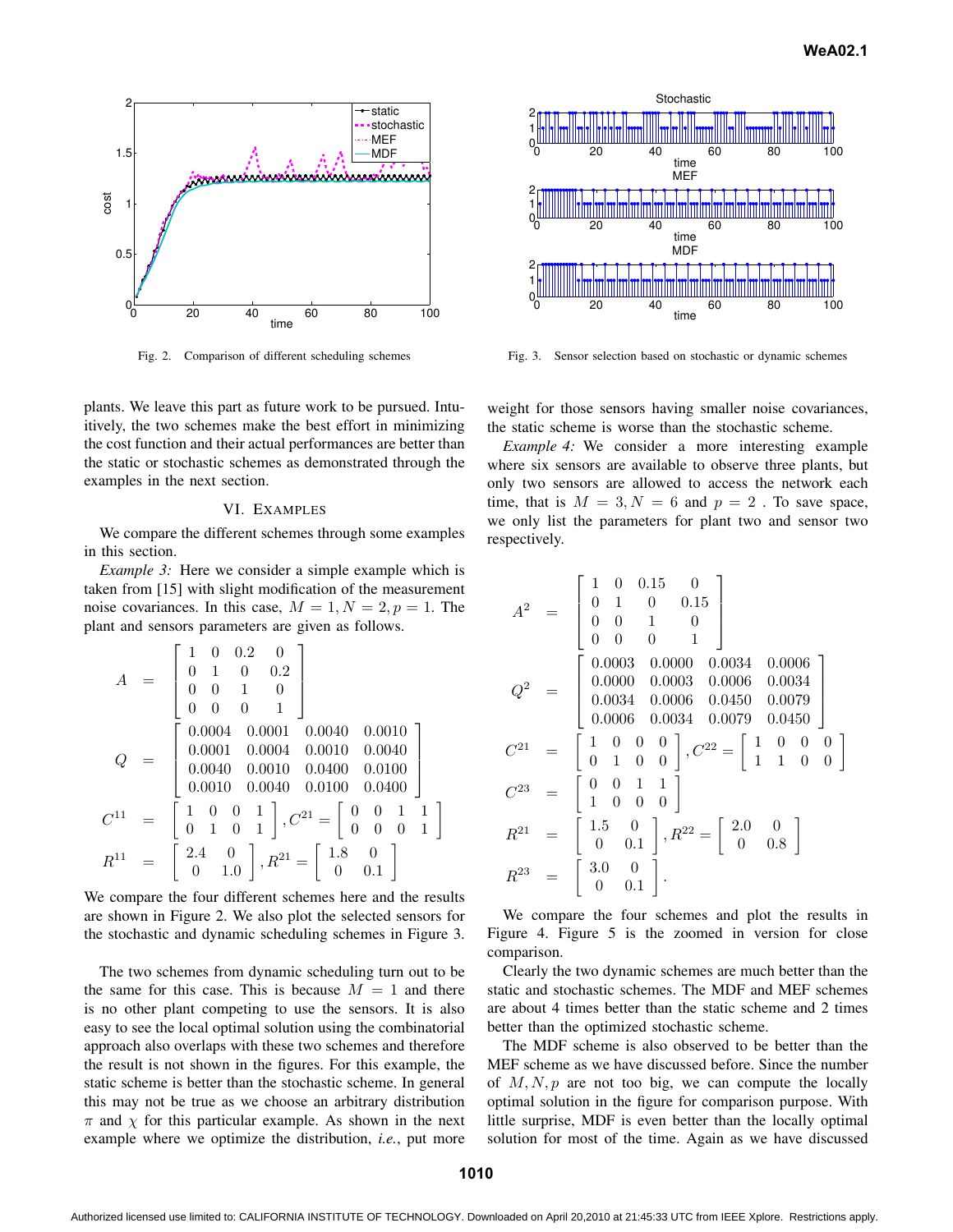Fig. 2. Comparison of different scheduling schemes

Fig. 3. Sensor selection based on stochastic or dynamic schemes

plants. We leave this part as future work to be pursued. Intuitively, the two schemes make the best effort in minimizing the cost function and their actual performances are better than the static or stochastic schemes as demonstrated through the examples in the next section.

## VI. Examples

We compare the different schemes through some examples in this section.

*Example 3:* Here we consider a simple example which is taken from [15] with slight modification of the measurement noise covariances. In this case, $M = 1, N = 2, p = 1$. The plant and sensors parameters are given as follows.

$$
\begin{aligned}
A &= \begin{bmatrix} 1 & 0 & 0.2 & 0 \\ 0 & 1 & 0 & 0.2 \\ 0 & 0 & 1 & 0 \\ 0 & 0 & 0 & 1 \end{bmatrix} \\
Q &= \begin{bmatrix} 0.0004 & 0.0001 & 0.0040 & 0.0010 \\ 0.0001 & 0.0004 & 0.0010 & 0.0040 \\ 0.0040 & 0.0010 & 0.0400 & 0.0100 \\ 0.0010 & 0.0040 & 0.0100 & 0.0400 \end{bmatrix} \\
C^{11} &= \begin{bmatrix} 1 & 0 & 0 & 1 \\ 0 & 1 & 0 & 1 \end{bmatrix}, C^{21} = \begin{bmatrix} 0 & 0 & 1 & 1 \\ 0 & 0 & 0 & 1 \end{bmatrix} \\
R^{11} &= \begin{bmatrix} 2.4 & 0 \\ 0 & 1.0 \end{bmatrix}, R^{21} = \begin{bmatrix} 1.8 & 0 \\ 0 & 0.1 \end{bmatrix}
\end{aligned}
$$

We compare the four different schemes here and the results are shown in Figure 2. We also plot the selected sensors for the stochastic and dynamic scheduling schemes in Figure 3.

The two schemes from dynamic scheduling turn out to be the same for this case. This is because $M = 1$ and there is no other plant competing to use the sensors. It is also easy to see the local optimal solution using the combinatorial approach also overlaps with these two schemes and therefore the result is not shown in the figures. For this example, the static scheme is better than the stochastic scheme. In general this may not be true as we choose an arbitrary distribution $\pi$ and $\chi$ for this particular example. As shown in the next example where we optimize the distribution, *i.e.*, put more weight for those sensors having smaller noise covariances, the static scheme is worse than the stochastic scheme.

*Example 4:* We consider a more interesting example where six sensors are available to observe three plants, but only two sensors are allowed to access the network each time, that is $M = 3, N = 6$ and $p = 2$ . To save space, we only list the parameters for plant two and sensor two respectively.

$$
\begin{aligned}
A^2 &= \begin{bmatrix} 1 & 0 & 0.15 & 0 \\ 0 & 1 & 0 & 0.15 \\ 0 & 0 & 1 & 0 \\ 0 & 0 & 0 & 1 \end{bmatrix} \\
Q^2 &= \begin{bmatrix} 0.0003 & 0.0000 & 0.0034 & 0.0006 \\ 0.0000 & 0.0003 & 0.0006 & 0.0034 \\ 0.0034 & 0.0006 & 0.0450 & 0.0079 \\ 0.0006 & 0.0034 & 0.0079 & 0.0450 \end{bmatrix} \\
C^{21} &= \begin{bmatrix} 1 & 0 & 0 & 0 \\ 0 & 1 & 0 & 0 \end{bmatrix}, C^{22} = \begin{bmatrix} 1 & 0 & 0 & 0 \\ 1 & 1 & 0 & 0 \end{bmatrix} \\
C^{23} &= \begin{bmatrix} 0 & 0 & 1 & 1 \\ 1 & 0 & 0 & 0 \end{bmatrix} \\
R^{21} &= \begin{bmatrix} 1.5 & 0 \\ 0 & 0.1 \end{bmatrix}, R^{22} = \begin{bmatrix} 2.0 & 0 \\ 0 & 0.8 \end{bmatrix} \\
R^{23} &= \begin{bmatrix} 3.0 & 0 \\ 0 & 0.1 \end{bmatrix}.
\end{aligned}
$$

We compare the four schemes and plot the results in Figure 4. Figure 5 is the zoomed in version for close comparison.

Clearly the two dynamic schemes are much better than the static and stochastic schemes. The MDF and MEF schemes are about 4 times better than the static scheme and 2 times better than the optimized stochastic scheme.

The MDF scheme is also observed to be better than the MEF scheme as we have discussed before. Since the number of $M, N, p$ are not too big, we can compute the locally optimal solution in the figure for comparison purpose. With little surprise, MDF is even better than the locally optimal solution for most of the time. Again as we have discussed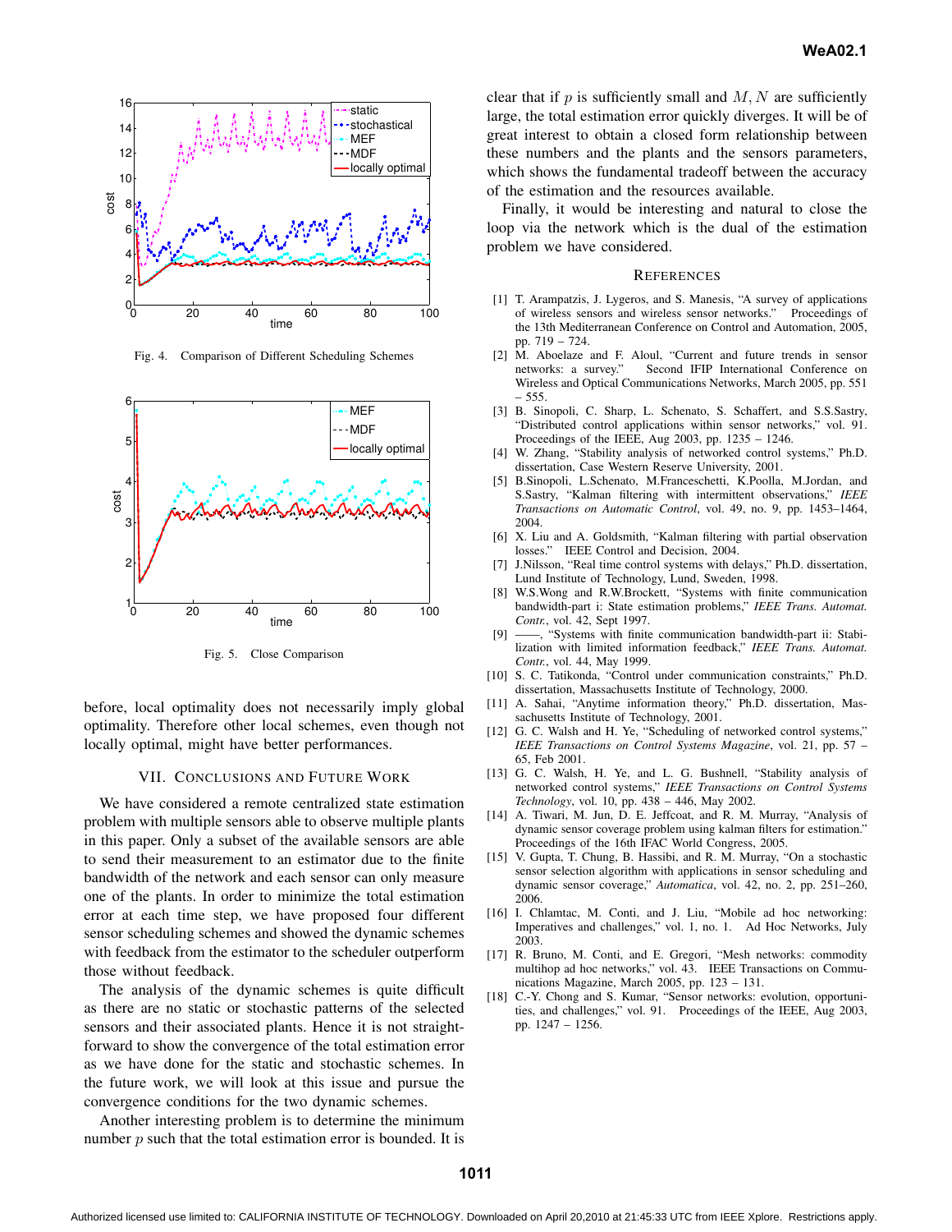16
14
12
10
8
6
4
2
0
cost
0
20
40
60
80
100
time

static
stochastical
MEF
MDF
locally optimal

Fig. 4. Comparison of Different Scheduling Schemes

6
5
4
3
2
1
cost
0
20
40
60
80
100
time

MEF
MDF
locally optimal

Fig. 5. Close Comparison

before, local optimality does not necessarily imply global optimality. Therefore other local schemes, even though not locally optimal, might have better performances.

## VII. Conclusions and Future Work

We have considered a remote centralized state estimation problem with multiple sensors able to observe multiple plants in this paper. Only a subset of the available sensors are able to send their measurement to an estimator due to the finite bandwidth of the network and each sensor can only measure one of the plants. In order to minimize the total estimation error at each time step, we have proposed four different sensor scheduling schemes and showed the dynamic schemes with feedback from the estimator to the scheduler outperform those without feedback.

The analysis of the dynamic schemes is quite difficult as there are no static or stochastic patterns of the selected sensors and their associated plants. Hence it is not straightforward to show the convergence of the total estimation error as we have done for the static and stochastic schemes. In the future work, we will look at this issue and pursue the convergence conditions for the two dynamic schemes.

Another interesting problem is to determine the minimum number $p$ such that the total estimation error is bounded. It is clear that if $p$ is sufficiently small and $M, N$ are sufficiently large, the total estimation error quickly diverges. It will be of great interest to obtain a closed form relationship between these numbers and the plants and the sensors parameters, which shows the fundamental tradeoff between the accuracy of the estimation and the resources available.

Finally, it would be interesting and natural to close the loop via the network which is the dual of the estimation problem we have considered.

## References

[1] T. Arampatzis, J. Lygeros, and S. Manesis, "A survey of applications of wireless sensors and wireless sensor networks." Proceedings of the 13th Mediterranean Conference on Control and Automation, 2005, pp. 719 – 724.

[2] M. Aboelaze and F. Aloul, "Current and future trends in sensor networks: a survey." Second IFIP International Conference on Wireless and Optical Communications Networks, March 2005, pp. 551 – 555.

[3] B. Sinopoli, C. Sharp, L. Schenato, S. Schaffert, and S.S.Sastry, "Distributed control applications within sensor networks," vol. 91. Proceedings of the IEEE, Aug 2003, pp. 1235 – 1246.

[4] W. Zhang, "Stability analysis of networked control systems," Ph.D. dissertation, Case Western Reserve University, 2001.

[5] B.Sinopoli, L.Schenato, M.Franceschetti, K.Poolla, M.Jordan, and S.Sastry, "Kalman filtering with intermittent observations," *IEEE Transactions on Automatic Control*, vol. 49, no. 9, pp. 1453–1464, 2004.

[6] X. Liu and A. Goldsmith, "Kalman filtering with partial observation losses." IEEE Control and Decision, 2004.

[7] J.Nilsson, "Real time control systems with delays," Ph.D. dissertation, Lund Institute of Technology, Lund, Sweden, 1998.

[8] W.S.Wong and R.W.Brockett, "Systems with finite communication bandwidth-part i: State estimation problems," *IEEE Trans. Automat. Contr.*, vol. 42, Sept 1997.

[9] ——, "Systems with finite communication bandwidth-part ii: Stabilization with limited information feedback," *IEEE Trans. Automat. Contr.*, vol. 44, May 1999.

[10] S. C. Tatikonda, "Control under communication constraints," Ph.D. dissertation, Massachusetts Institute of Technology, 2000.

[11] A. Sahai, "Anytime information theory," Ph.D. dissertation, Massachusetts Institute of Technology, 2001.

[12] G. C. Walsh and H. Ye, "Scheduling of networked control systems," *IEEE Transactions on Control Systems Magazine*, vol. 21, pp. 57 – 65, Feb 2001.

[13] G. C. Walsh, H. Ye, and L. G. Bushnell, "Stability analysis of networked control systems," *IEEE Transactions on Control Systems Technology*, vol. 10, pp. 438 – 446, May 2002.

[14] A. Tiwari, M. Jun, D. E. Jeffcoat, and R. M. Murray, "Analysis of dynamic sensor coverage problem using kalman filters for estimation." Proceedings of the 16th IFAC World Congress, 2005.

[15] V. Gupta, T. Chung, B. Hassibi, and R. M. Murray, "On a stochastic sensor selection algorithm with applications in sensor scheduling and dynamic sensor coverage," *Automatica*, vol. 42, no. 2, pp. 251–260, 2006.

[16] I. Chlamtac, M. Conti, and J. Liu, "Mobile ad hoc networking: Imperatives and challenges," vol. 1, no. 1. Ad Hoc Networks, July 2003.

[17] R. Bruno, M. Conti, and E. Gregori, "Mesh networks: commodity multihop ad hoc networks," vol. 43. IEEE Transactions on Communications Magazine, March 2005, pp. 123 – 131.

[18] C.-Y. Chong and S. Kumar, "Sensor networks: evolution, opportunities, and challenges," vol. 91. Proceedings of the IEEE, Aug 2003, pp. 1247 – 1256.